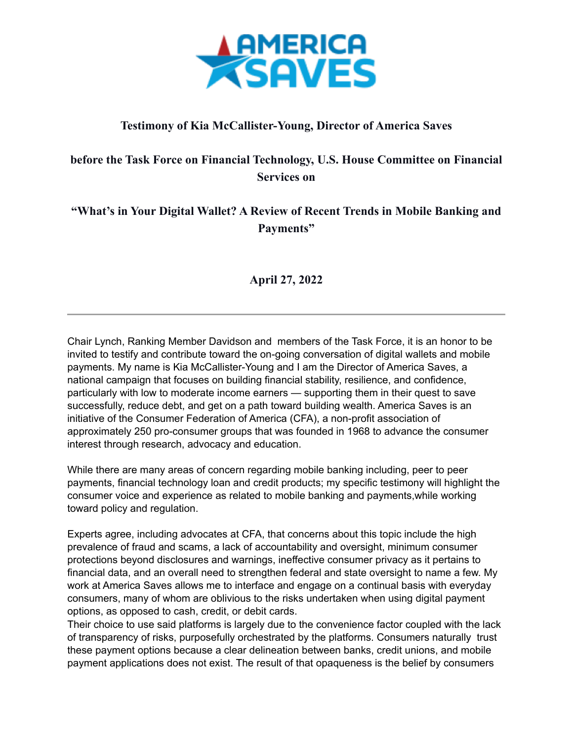**Testimony of Kia McCallister-Young, Director of America Saves**

**before the Task Force on Financial Technology, U.S. House Committee on Financial Services on**

**"What's in Your Digital Wallet? A Review of Recent Trends in Mobile Banking and Payments"**

**April 27, 2022**

---

Chair Lynch, Ranking Member Davidson and members of the Task Force, it is an honor to be invited to testify and contribute toward the on-going conversation of digital wallets and mobile payments. My name is Kia McCallister-Young and I am the Director of America Saves, a national campaign that focuses on building financial stability, resilience, and confidence, particularly with low to moderate income earners — supporting them in their quest to save successfully, reduce debt, and get on a path toward building wealth. America Saves is an initiative of the Consumer Federation of America (CFA), a non-profit association of approximately 250 pro-consumer groups that was founded in 1968 to advance the consumer interest through research, advocacy and education.

While there are many areas of concern regarding mobile banking including, peer to peer payments, financial technology loan and credit products; my specific testimony will highlight the consumer voice and experience as related to mobile banking and payments,while working toward policy and regulation.

Experts agree, including advocates at CFA, that concerns about this topic include the high prevalence of fraud and scams, a lack of accountability and oversight, minimum consumer protections beyond disclosures and warnings, ineffective consumer privacy as it pertains to financial data, and an overall need to strengthen federal and state oversight to name a few. My work at America Saves allows me to interface and engage on a continual basis with everyday consumers, many of whom are oblivious to the risks undertaken when using digital payment options, as opposed to cash, credit, or debit cards.
Their choice to use said platforms is largely due to the convenience factor coupled with the lack of transparency of risks, purposefully orchestrated by the platforms. Consumers naturally trust these payment options because a clear delineation between banks, credit unions, and mobile payment applications does not exist. The result of that opaqueness is the belief by consumers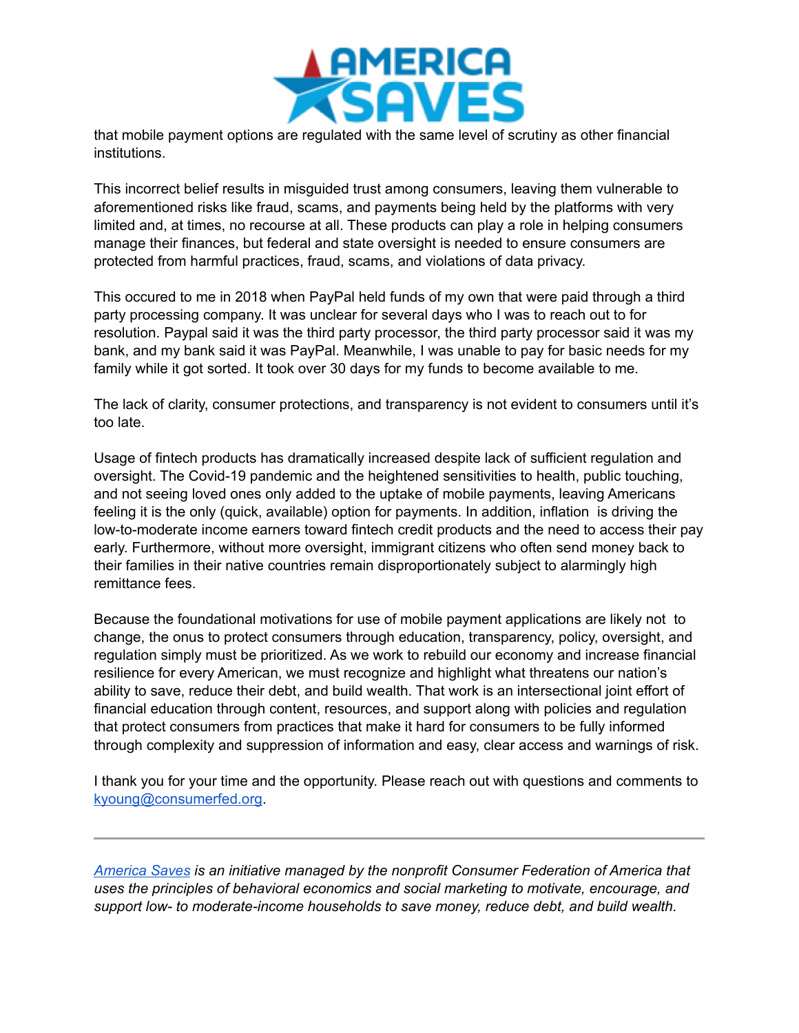that mobile payment options are regulated with the same level of scrutiny as other financial institutions.

This incorrect belief results in misguided trust among consumers, leaving them vulnerable to aforementioned risks like fraud, scams, and payments being held by the platforms with very limited and, at times, no recourse at all. These products can play a role in helping consumers manage their finances, but federal and state oversight is needed to ensure consumers are protected from harmful practices, fraud, scams, and violations of data privacy.

This occured to me in 2018 when PayPal held funds of my own that were paid through a third party processing company. It was unclear for several days who I was to reach out to for resolution. Paypal said it was the third party processor, the third party processor said it was my bank, and my bank said it was PayPal. Meanwhile, I was unable to pay for basic needs for my family while it got sorted. It took over 30 days for my funds to become available to me.

The lack of clarity, consumer protections, and transparency is not evident to consumers until it's too late.

Usage of fintech products has dramatically increased despite lack of sufficient regulation and oversight. The Covid-19 pandemic and the heightened sensitivities to health, public touching, and not seeing loved ones only added to the uptake of mobile payments, leaving Americans feeling it is the only (quick, available) option for payments. In addition, inflation is driving the low-to-moderate income earners toward fintech credit products and the need to access their pay early. Furthermore, without more oversight, immigrant citizens who often send money back to their families in their native countries remain disproportionately subject to alarmingly high remittance fees.

Because the foundational motivations for use of mobile payment applications are likely not to change, the onus to protect consumers through education, transparency, policy, oversight, and regulation simply must be prioritized. As we work to rebuild our economy and increase financial resilience for every American, we must recognize and highlight what threatens our nation's ability to save, reduce their debt, and build wealth. That work is an intersectional joint effort of financial education through content, resources, and support along with policies and regulation that protect consumers from practices that make it hard for consumers to be fully informed through complexity and suppression of information and easy, clear access and warnings of risk.

I thank you for your time and the opportunity. Please reach out with questions and comments to kyoung@consumerfed.org.

---

*America Saves is an initiative managed by the nonprofit Consumer Federation of America that uses the principles of behavioral economics and social marketing to motivate, encourage, and support low- to moderate-income households to save money, reduce debt, and build wealth.*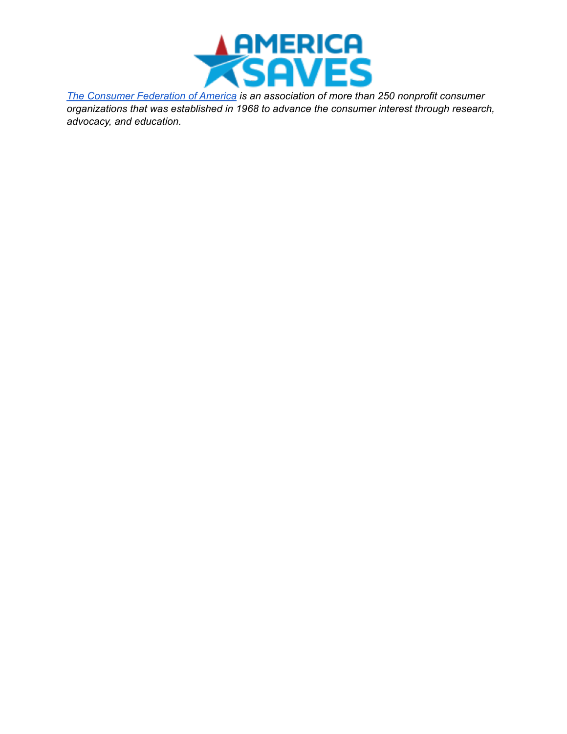*[The Consumer Federation of America](#) is an association of more than 250 nonprofit consumer organizations that was established in 1968 to advance the consumer interest through research, advocacy, and education.*